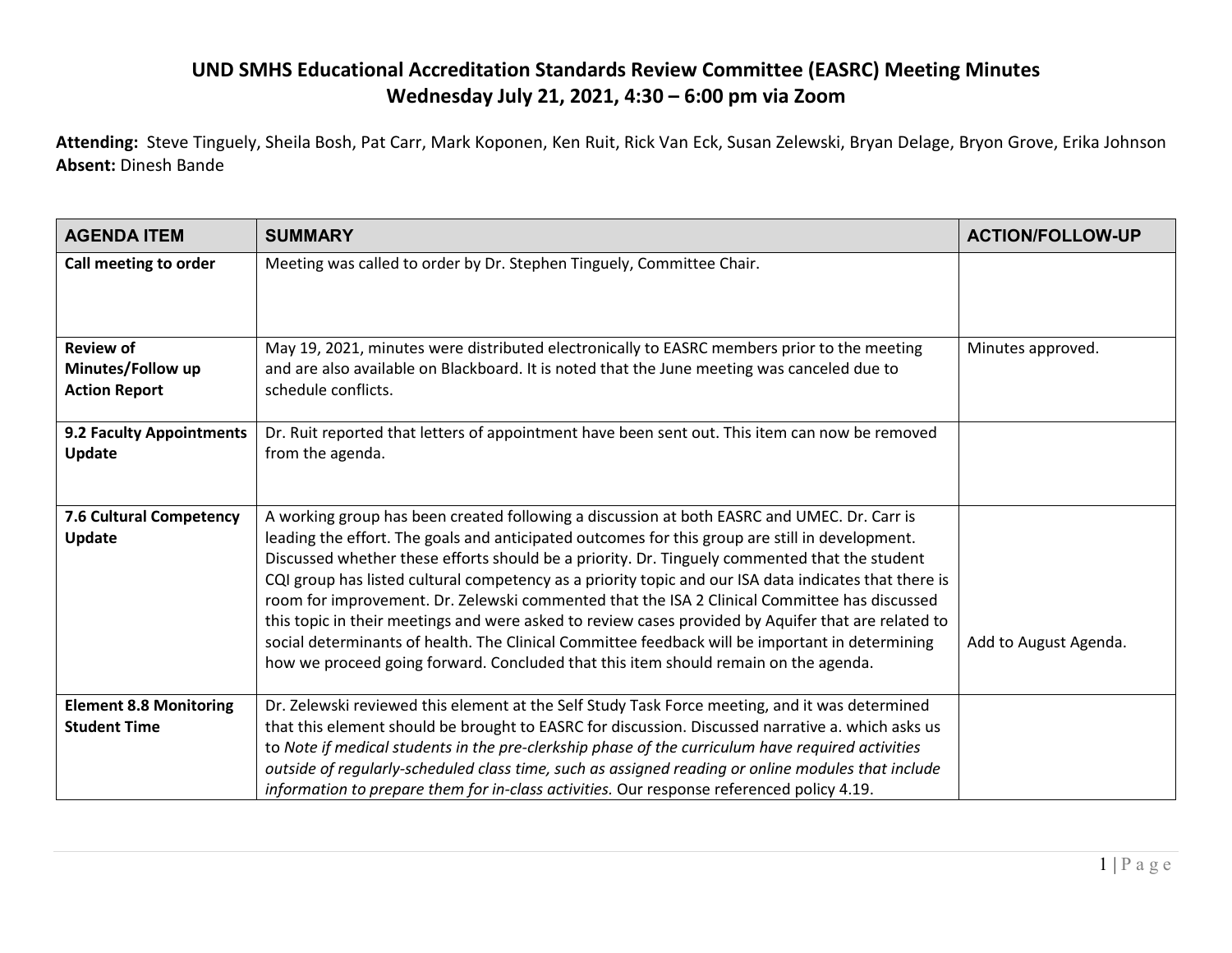# UND SMHS Educational Accreditation Standards Review Committee (EASRC) Meeting Minutes

## Wednesday July 21, 2021, 4:30 – 6:00 pm via Zoom

**Attending:** Steve Tinguely, Sheila Bosh, Pat Carr, Mark Koponen, Ken Ruit, Rick Van Eck, Susan Zelewski, Bryan Delage, Bryon Grove, Erika Johnson
**Absent:** Dinesh Bande

| AGENDA ITEM | SUMMARY | ACTION/FOLLOW-UP |
| --- | --- | --- |
| **Call meeting to order** | Meeting was called to order by Dr. Stephen Tinguely, Committee Chair. | |
| **Review of Minutes/Follow up Action Report** | May 19, 2021, minutes were distributed electronically to EASRC members prior to the meeting and are also available on Blackboard. It is noted that the June meeting was canceled due to schedule conflicts. | Minutes approved. |
| **9.2 Faculty Appointments Update** | Dr. Ruit reported that letters of appointment have been sent out. This item can now be removed from the agenda. | |
| **7.6 Cultural Competency Update** | A working group has been created following a discussion at both EASRC and UMEC. Dr. Carr is leading the effort. The goals and anticipated outcomes for this group are still in development. Discussed whether these efforts should be a priority. Dr. Tinguely commented that the student CQI group has listed cultural competency as a priority topic and our ISA data indicates that there is room for improvement. Dr. Zelewski commented that the ISA 2 Clinical Committee has discussed this topic in their meetings and were asked to review cases provided by Aquifer that are related to social determinants of health. The Clinical Committee feedback will be important in determining how we proceed going forward. Concluded that this item should remain on the agenda. | Add to August Agenda. |
| **Element 8.8 Monitoring Student Time** | Dr. Zelewski reviewed this element at the Self Study Task Force meeting, and it was determined that this element should be brought to EASRC for discussion. Discussed narrative a. which asks us to *Note if medical students in the pre-clerkship phase of the curriculum have required activities outside of regularly-scheduled class time, such as assigned reading or online modules that include information to prepare them for in-class activities.* Our response referenced policy 4.19. | |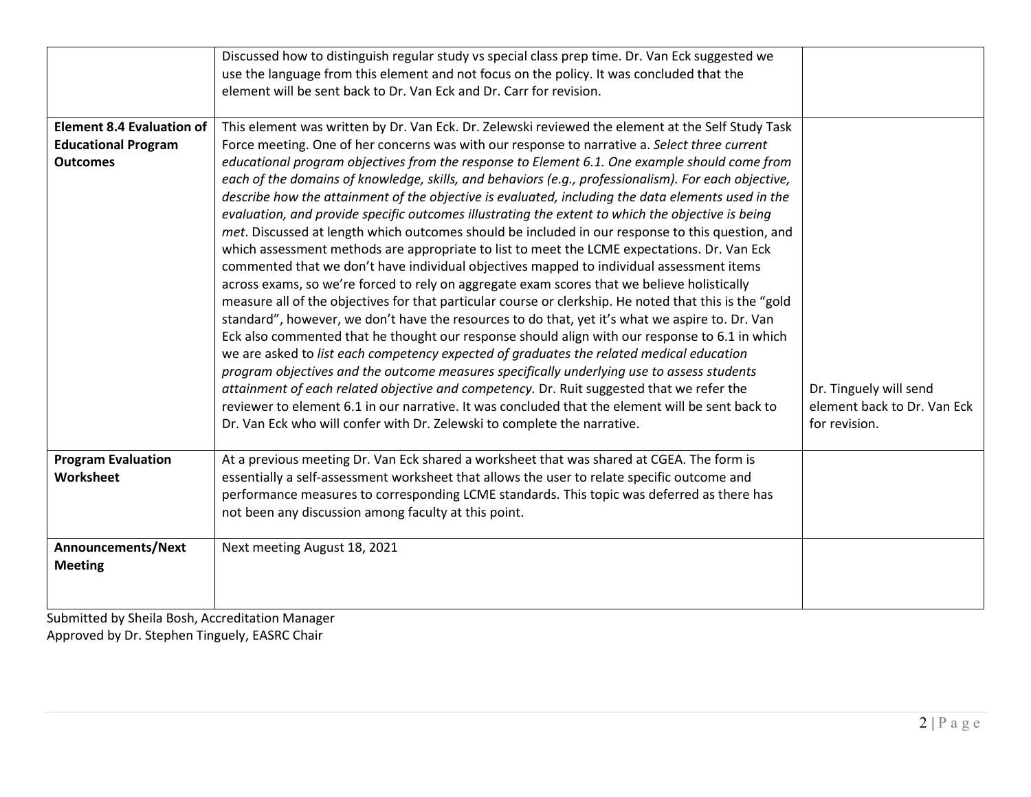| | | |
|---|---|---|
| | Discussed how to distinguish regular study vs special class prep time. Dr. Van Eck suggested we use the language from this element and not focus on the policy. It was concluded that the element will be sent back to Dr. Van Eck and Dr. Carr for revision. | |
| **Element 8.4 Evaluation of Educational Program Outcomes** | This element was written by Dr. Van Eck. Dr. Zelewski reviewed the element at the Self Study Task Force meeting. One of her concerns was with our response to narrative a. *Select three current educational program objectives from the response to Element 6.1. One example should come from each of the domains of knowledge, skills, and behaviors (e.g., professionalism). For each objective, describe how the attainment of the objective is evaluated, including the data elements used in the evaluation, and provide specific outcomes illustrating the extent to which the objective is being met*. Discussed at length which outcomes should be included in our response to this question, and which assessment methods are appropriate to list to meet the LCME expectations. Dr. Van Eck commented that we don't have individual objectives mapped to individual assessment items across exams, so we're forced to rely on aggregate exam scores that we believe holistically measure all of the objectives for that particular course or clerkship. He noted that this is the "gold standard", however, we don't have the resources to do that, yet it's what we aspire to. Dr. Van Eck also commented that he thought our response should align with our response to 6.1 in which we are asked to *list each competency expected of graduates the related medical education program objectives and the outcome measures specifically underlying use to assess students attainment of each related objective and competency.* Dr. Ruit suggested that we refer the reviewer to element 6.1 in our narrative. It was concluded that the element will be sent back to Dr. Van Eck who will confer with Dr. Zelewski to complete the narrative. | Dr. Tinguely will send element back to Dr. Van Eck for revision. |
| **Program Evaluation Worksheet** | At a previous meeting Dr. Van Eck shared a worksheet that was shared at CGEA. The form is essentially a self-assessment worksheet that allows the user to relate specific outcome and performance measures to corresponding LCME standards. This topic was deferred as there has not been any discussion among faculty at this point. | |
| **Announcements/Next Meeting** | Next meeting August 18, 2021 | |

Submitted by Sheila Bosh, Accreditation Manager
Approved by Dr. Stephen Tinguely, EASRC Chair